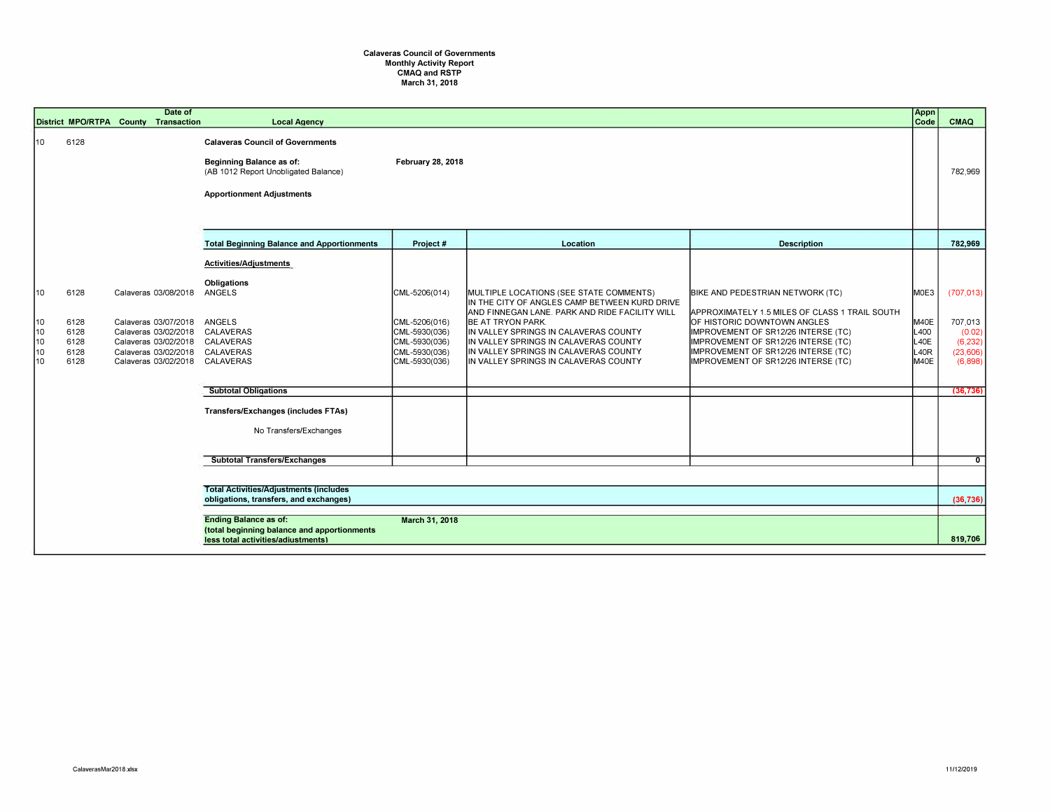**Calaveras Council of Governments**
**Monthly Activity Report**
**CMAQ and RSTP**
**March 31, 2018**

| District | MPO/RTPA | County | Date of Transaction | Local Agency | Project # | Location | Description | Appn Code | CMAQ |
|---|---|---|---|---|---|---|---|---|---|
| 10 | 6128 | | | **Calaveras Council of Governments** | | | | | |
| | | | | **Beginning Balance as of:** **February 28, 2018** (AB 1012 Report Unobligated Balance) | | | | | 782,969 |
| | | | | **Apportionment Adjustments** | | | | | |
| | | | | **Total Beginning Balance and Apportionments** | | | | | **782,969** |
| | | | | **Activities/Adjustments** | | | | | |
| | | | | **Obligations** | | | | | |
| 10 | 6128 | Calaveras | 03/08/2018 | ANGELS | CML-5206(014) | MULTIPLE LOCATIONS (SEE STATE COMMENTS) | BIKE AND PEDESTRIAN NETWORK (TC) | M0E3 | (707,013) |
| 10 | 6128 | Calaveras | 03/07/2018 | ANGELS | CML-5206(016) | IN THE CITY OF ANGLES CAMP BETWEEN KURD DRIVE AND FINNEGAN LANE. PARK AND RIDE FACILITY WILL BE AT TRYON PARK. | APPROXIMATELY 1.5 MILES OF CLASS 1 TRAIL SOUTH OF HISTORIC DOWNTOWN ANGLES | M40E | 707,013 |
| 10 | 6128 | Calaveras | 03/02/2018 | CALAVERAS | CML-5930(036) | IN VALLEY SPRINGS IN CALAVERAS COUNTY | IMPROVEMENT OF SR12/26 INTERSE (TC) | L400 | (0.02) |
| 10 | 6128 | Calaveras | 03/02/2018 | CALAVERAS | CML-5930(036) | IN VALLEY SPRINGS IN CALAVERAS COUNTY | IMPROVEMENT OF SR12/26 INTERSE (TC) | L40E | (6,232) |
| 10 | 6128 | Calaveras | 03/02/2018 | CALAVERAS | CML-5930(036) | IN VALLEY SPRINGS IN CALAVERAS COUNTY | IMPROVEMENT OF SR12/26 INTERSE (TC) | L40R | (23,606) |
| 10 | 6128 | Calaveras | 03/02/2018 | CALAVERAS | CML-5930(036) | IN VALLEY SPRINGS IN CALAVERAS COUNTY | IMPROVEMENT OF SR12/26 INTERSE (TC) | M40E | (6,898) |
| | | | | **Subtotal Obligations** | | | | | **(36,736)** |
| | | | | **Transfers/Exchanges (includes FTAs)** | | | | | |
| | | | | No Transfers/Exchanges | | | | | |
| | | | | **Subtotal Transfers/Exchanges** | | | | | **0** |
| | | | | **Total Activities/Adjustments (includes obligations, transfers, and exchanges)** | | | | | **(36,736)** |
| | | | | **Ending Balance as of:** **March 31, 2018** **(total beginning balance and apportionments less total activities/adjustments)** | | | | | **819,706** |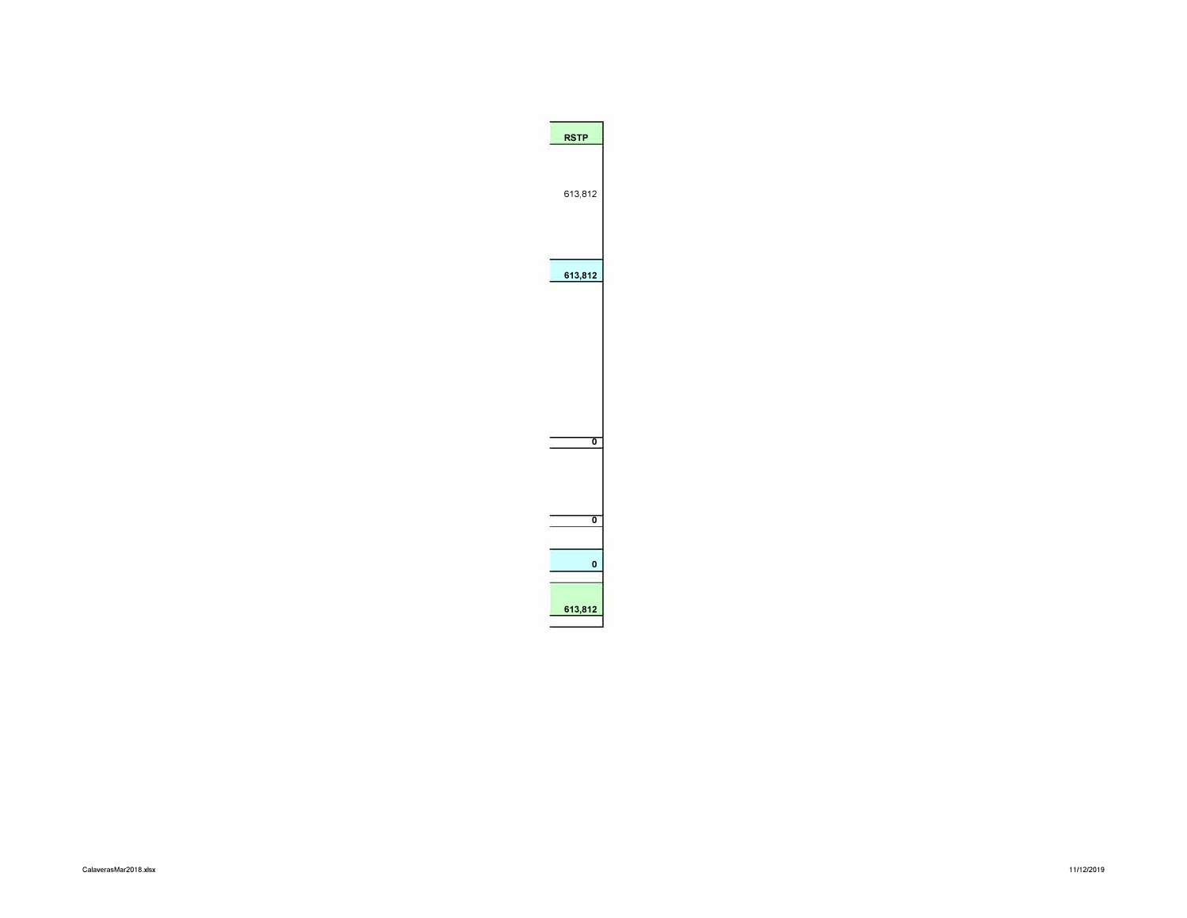| RSTP |
|---|
| 613,812 |
| **613,812** |
| **0** |
| **0** |
| **0** |
| **613,812** |